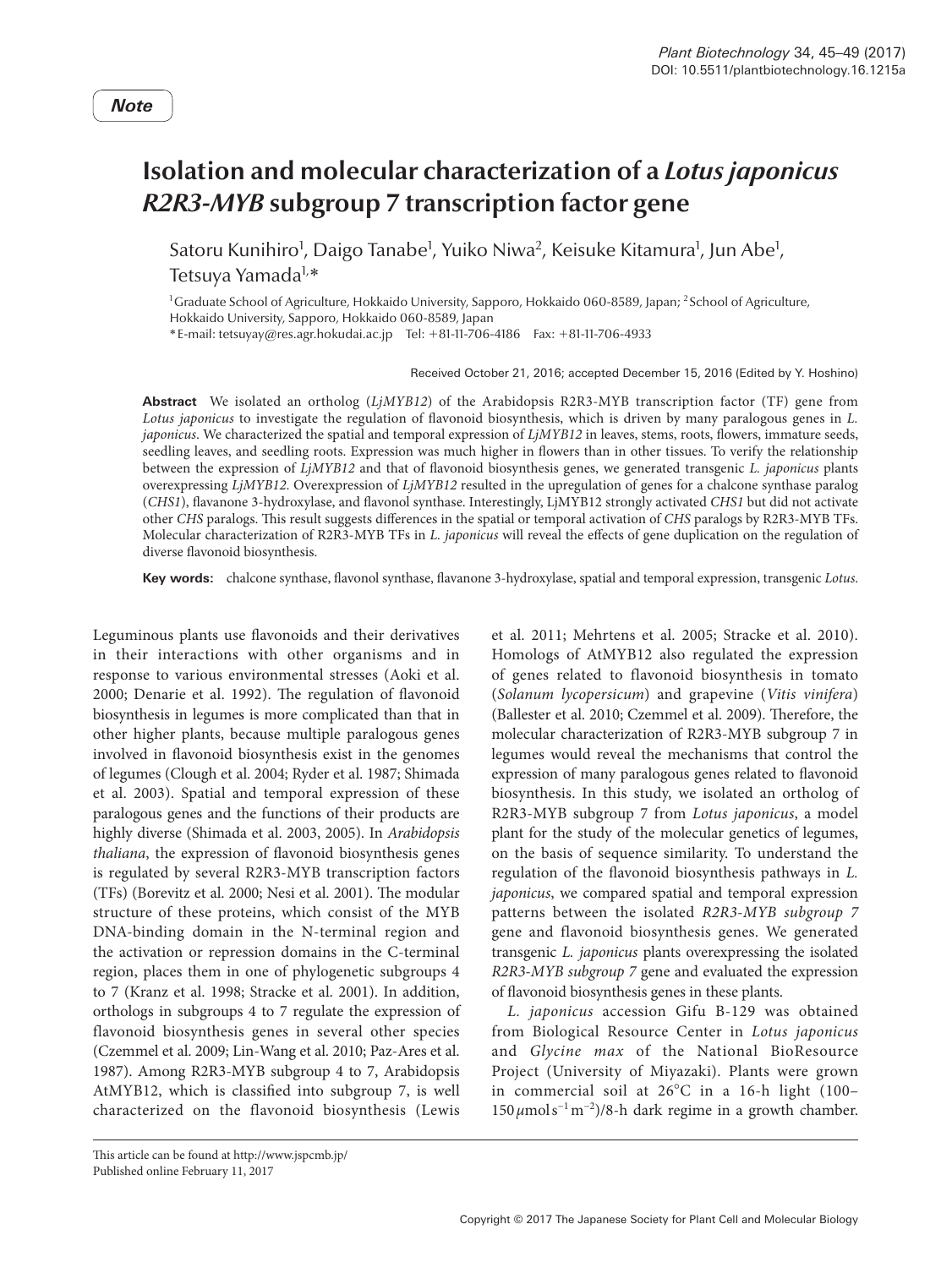*Note*

# Isolation and molecular characterization of a *Lotus japonicus R2R3-MYB* subgroup 7 transcription factor gene

Satoru Kunihiro[1], Daigo Tanabe[1], Yuiko Niwa[2], Keisuke Kitamura[1], Jun Abe[1], Tetsuya Yamada[1,*]

[1] Graduate School of Agriculture, Hokkaido University, Sapporo, Hokkaido 060-8589, Japan; [2] School of Agriculture, Hokkaido University, Sapporo, Hokkaido 060-8589, Japan

* E-mail: tetsuyay@res.agr.hokudai.ac.jp Tel: +81-11-706-4186 Fax: +81-11-706-4933

Received October 21, 2016; accepted December 15, 2016 (Edited by Y. Hoshino)

**Abstract** We isolated an ortholog (*LjMYB12*) of the Arabidopsis R2R3-MYB transcription factor (TF) gene from *Lotus japonicus* to investigate the regulation of flavonoid biosynthesis, which is driven by many paralogous genes in *L. japonicus*. We characterized the spatial and temporal expression of *LjMYB12* in leaves, stems, roots, flowers, immature seeds, seedling leaves, and seedling roots. Expression was much higher in flowers than in other tissues. To verify the relationship between the expression of *LjMYB12* and that of flavonoid biosynthesis genes, we generated transgenic *L. japonicus* plants overexpressing *LjMYB12*. Overexpression of *LjMYB12* resulted in the upregulation of genes for a chalcone synthase paralog (*CHS1*), flavanone 3-hydroxylase, and flavonol synthase. Interestingly, LjMYB12 strongly activated *CHS1* but did not activate other *CHS* paralogs. This result suggests differences in the spatial or temporal activation of *CHS* paralogs by R2R3-MYB TFs. Molecular characterization of R2R3-MYB TFs in *L. japonicus* will reveal the effects of gene duplication on the regulation of diverse flavonoid biosynthesis.

**Key words:** chalcone synthase, flavonol synthase, flavanone 3-hydroxylase, spatial and temporal expression, transgenic *Lotus*.

Leguminous plants use flavonoids and their derivatives in their interactions with other organisms and in response to various environmental stresses (Aoki et al. 2000; Denarie et al. 1992). The regulation of flavonoid biosynthesis in legumes is more complicated than that in other higher plants, because multiple paralogous genes involved in flavonoid biosynthesis exist in the genomes of legumes (Clough et al. 2004; Ryder et al. 1987; Shimada et al. 2003). Spatial and temporal expression of these paralogous genes and the functions of their products are highly diverse (Shimada et al. 2003, 2005). In *Arabidopsis thaliana*, the expression of flavonoid biosynthesis genes is regulated by several R2R3-MYB transcription factors (TFs) (Borevitz et al. 2000; Nesi et al. 2001). The modular structure of these proteins, which consist of the MYB DNA-binding domain in the N-terminal region and the activation or repression domains in the C-terminal region, places them in one of phylogenetic subgroups 4 to 7 (Kranz et al. 1998; Stracke et al. 2001). In addition, orthologs in subgroups 4 to 7 regulate the expression of flavonoid biosynthesis genes in several other species (Czemmel et al. 2009; Lin-Wang et al. 2010; Paz-Ares et al. 1987). Among R2R3-MYB subgroup 4 to 7, Arabidopsis AtMYB12, which is classified into subgroup 7, is well characterized on the flavonoid biosynthesis (Lewis et al. 2011; Mehrtens et al. 2005; Stracke et al. 2010). Homologs of AtMYB12 also regulated the expression of genes related to flavonoid biosynthesis in tomato (*Solanum lycopersicum*) and grapevine (*Vitis vinifera*) (Ballester et al. 2010; Czemmel et al. 2009). Therefore, the molecular characterization of R2R3-MYB subgroup 7 in legumes would reveal the mechanisms that control the expression of many paralogous genes related to flavonoid biosynthesis. In this study, we isolated an ortholog of R2R3-MYB subgroup 7 from *Lotus japonicus*, a model plant for the study of the molecular genetics of legumes, on the basis of sequence similarity. To understand the regulation of the flavonoid biosynthesis pathways in *L. japonicus*, we compared spatial and temporal expression patterns between the isolated *R2R3-MYB subgroup 7* gene and flavonoid biosynthesis genes. We generated transgenic *L. japonicus* plants overexpressing the isolated *R2R3-MYB subgroup 7* gene and evaluated the expression of flavonoid biosynthesis genes in these plants.

*L. japonicus* accession Gifu B-129 was obtained from Biological Resource Center in *Lotus japonicus* and *Glycine max* of the National BioResource Project (University of Miyazaki). Plants were grown in commercial soil at 26°C in a 16-h light (100–150 $\mu$mol $s^{-1}$ $m^{-2}$)/8-h dark regime in a growth chamber.

This article can be found at http://www.jspcmb.jp/
Published online February 11, 2017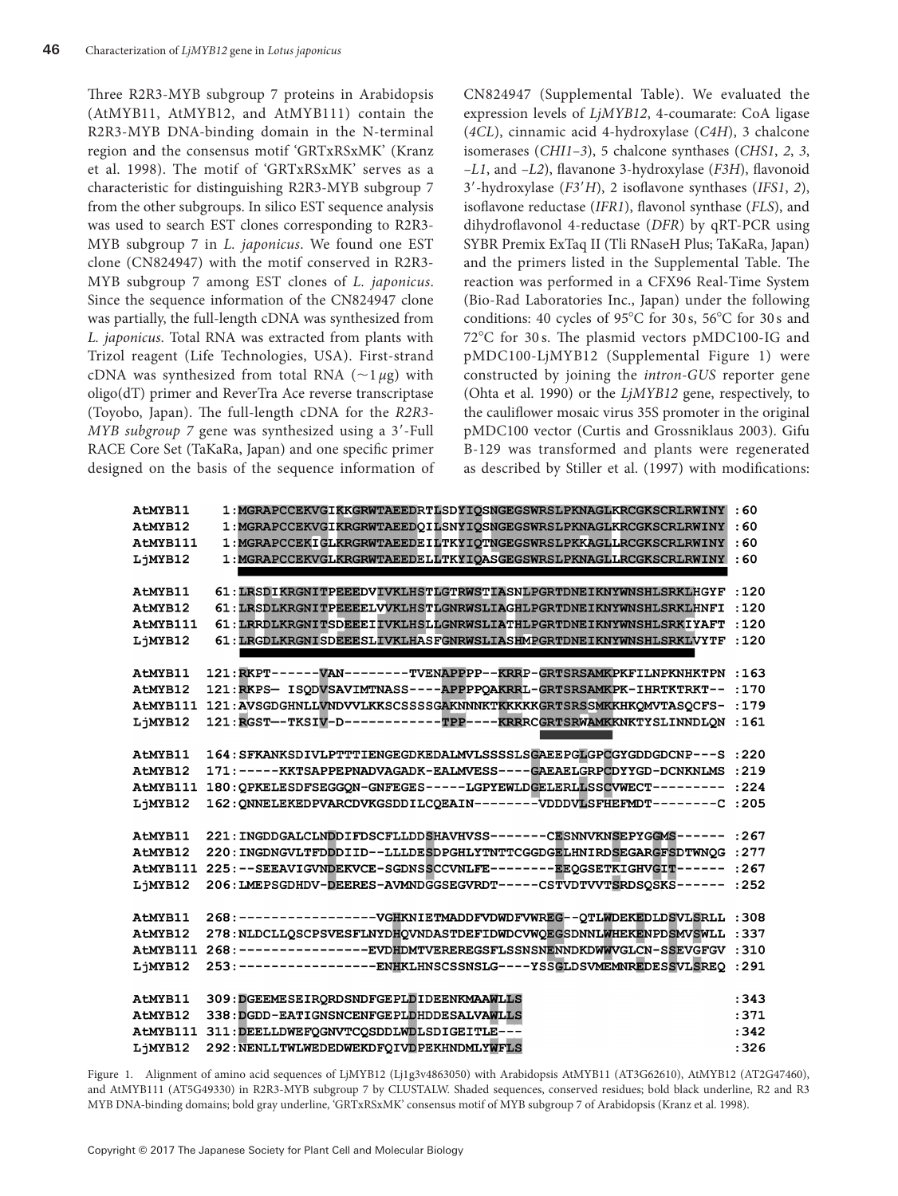Three R2R3-MYB subgroup 7 proteins in Arabidopsis (AtMYB11, AtMYB12, and AtMYB111) contain the R2R3-MYB DNA-binding domain in the N-terminal region and the consensus motif 'GRTxRSxMK' (Kranz et al. 1998). The motif of 'GRTxRSxMK' serves as a characteristic for distinguishing R2R3-MYB subgroup 7 from the other subgroups. In silico EST sequence analysis was used to search EST clones corresponding to R2R3-MYB subgroup 7 in *L. japonicus*. We found one EST clone (CN824947) with the motif conserved in R2R3-MYB subgroup 7 among EST clones of *L. japonicus*. Since the sequence information of the CN824947 clone was partially, the full-length cDNA was synthesized from *L. japonicus*. Total RNA was extracted from plants with Trizol reagent (Life Technologies, USA). First-strand cDNA was synthesized from total RNA ($\sim 1\,\mu$g) with oligo(dT) primer and ReverTra Ace reverse transcriptase (Toyobo, Japan). The full-length cDNA for the *R2R3-MYB subgroup 7* gene was synthesized using a 3′-Full RACE Core Set (TaKaRa, Japan) and one specific primer designed on the basis of the sequence information of CN824947 (Supplemental Table). We evaluated the expression levels of *LjMYB12*, 4-coumarate: CoA ligase (*4CL*), cinnamic acid 4-hydroxylase (*C4H*), 3 chalcone isomerases (*CHI1–3*), 5 chalcone synthases (*CHS1*, *2*, *3*, *–L1*, and *–L2*), flavanone 3-hydroxylase (*F3H*), flavonoid 3′-hydroxylase (*F3′H*), 2 isoflavone synthases (*IFS1*, *2*), isoflavone reductase (*IFR1*), flavonol synthase (*FLS*), and dihydroflavonol 4-reductase (*DFR*) by qRT-PCR using SYBR Premix ExTaq II (Tli RNaseH Plus; TaKaRa, Japan) and the primers listed in the Supplemental Table. The reaction was performed in a CFX96 Real-Time System (Bio-Rad Laboratories Inc., Japan) under the following conditions: 40 cycles of 95°C for 30 s, 56°C for 30 s and 72°C for 30 s. The plasmid vectors pMDC100-IG and pMDC100-LjMYB12 (Supplemental Figure 1) were constructed by joining the *intron-GUS* reporter gene (Ohta et al. 1990) or the *LjMYB12* gene, respectively, to the cauliflower mosaic virus 35S promoter in the original pMDC100 vector (Curtis and Grossniklaus 2003). Gifu B-129 was transformed and plants were regenerated as described by Stiller et al. (1997) with modifications:

```
AtMYB11    1:MGRAPCCEKVGIKKGRWTAEEDRTLSDYIQSNGEGSWRSLPKNAGLKRCGKSCRLRWINY :60
AtMYB12    1:MGRAPCCEKVGIKRGRWTAEEDQILSNYIQSNGEGSWRSLPKNAGLKRCGKSCRLRWINY :60
AtMYB111   1:MGRAPCCEKIGLKRGRWTAEEDEILTKYIQTNGEGSWRSLPKKAGLLRCGKSCRLRWINY :60
LjMYB12    1:MGRAPCCEKVGLKRGRWTAEEDELLTKYIQASGEGSWRSLPKNAGLLRCGKSCRLRWINY :60

AtMYB11   61:LRSDIKRGNITPEEEDVIVKLHSTLGTRWSTIASNLPGRTDNEIKNYWNSHLSRKLHGYF :120
AtMYB12   61:LRSDLKRGNITPEEEELVVKLHSTLGNRWSLIAGHLPGRTDNEIKNYWNSHLSRKLHNFI :120
AtMYB111  61:LRRDLKRGNITSDEEEIIVKLHSLLGNRWSLIATHLPGRTDNEIKNYWNSHLSRKIYAFT :120
LjMYB12   61:LRGDLKRGNISDEEESLIVKLHASFGNRWSLIASHMPGRTDNEIKNYWNSHLSRKLVYTF :120

AtMYB11  121:RKPT------VAN--------TVENAPPPP--KRRP-GRTSRSAMKPKFILNPKNHKTPN :163
AtMYB12  121:RKPS— ISQDVSAVIMTNASS----APPPPQAKRRL-GRTSRSAMKPK-IHRTKTRKT-- :170
AtMYB111 121:AVSGDGHNLLVNDVVLKKSCSSSSGAKNNNKTKKKKKGRTSRSSMKKHKQMVTASQCFS- :179
LjMYB12  121:RGST—-TKSIV-D------------TPP----KRRRCGRTSRWAMKKNKTYSLINNDLQN :161

AtMYB11  164:SFKANKSDIVLPTTTIENGEGDKEDALMVLSSSSLSGAEEPGLGPCGYGDDGDCNP---S :220
AtMYB12  171:-----KKTSAPPEPNADVAGADK-EALMVESS----GAEAELGRPCDYYGD-DCNKNLMS :219
AtMYB111 180:QPKELESDFSEGGQN-GNFEGES-----LGPYEWLDGELERLLSSCVWECT--------- :224
LjMYB12  162:QNNELEKEDPVARCDVKGSDDILCQEAIN--------VDDDVLSFHEFMDT--------C :205

AtMYB11  221:INGDDGALCLNDDIFDSCFLLDDSHAVHVSS-------CESNNVKNSEPYGGMS------ :267
AtMYB12  220:INGDNGVLTFDDDIID--LLLDESDPGHLYTNTTCGGDGELHNIRDSEGARGFSDTWNQG :277
AtMYB111 225:--SEEAVIGVNDEKVCE-SGDNSSCCVNLFE--------EEQGSETKIGHVGIT------ :267
LjMYB12  206:LMEPSGDHDV-DEERES-AVMNDGGSEGVRDT-----CSTVDTVVTSRDSQSKS------ :252

AtMYB11  268:-----------------VGHKNIETMADDFVDWDFVWREG--QTLWDEKEDLDSVLSRLL :308
AtMYB12  278:NLDCLLQSCPSVESFLNYDHQVNDASTDEFIDWDCVWQEGSDNNLWHEKENPDSMVSWLL :337
AtMYB111 268:----------------EVDHDMTVEREREGSFLSSNSNENNDKDWWVGLCN-SSEVGFGV :310
LjMYB12  253:-----------------ENHKLHNSCSSNSLG----YSSGLDSVMEMNREDESSVLSREQ :291

AtMYB11  309:DGEEMESEIRQRDSNDFGEPLDIDEENKMAAWLLS                          :343
AtMYB12  338:DGDD-EATIGNSNCENFGEPLDHDDESALVAWLLS                          :371
AtMYB111 311:DEELLDWEFQGNVTCQSDDLWDLSDIGEITLE---                          :342
LjMYB12  292:NENLLTWLWEDEDWEKDFQIVDPEKHNDMLYWFLS                          :326
```

Figure 1. Alignment of amino acid sequences of LjMYB12 (Lj1g3v4863050) with Arabidopsis AtMYB11 (AT3G62610), AtMYB12 (AT2G47460), and AtMYB111 (AT5G49330) in R2R3-MYB subgroup 7 by CLUSTALW. Shaded sequences, conserved residues; bold black underline, R2 and R3 MYB DNA-binding domains; bold gray underline, 'GRTxRSxMK' consensus motif of MYB subgroup 7 of Arabidopsis (Kranz et al. 1998).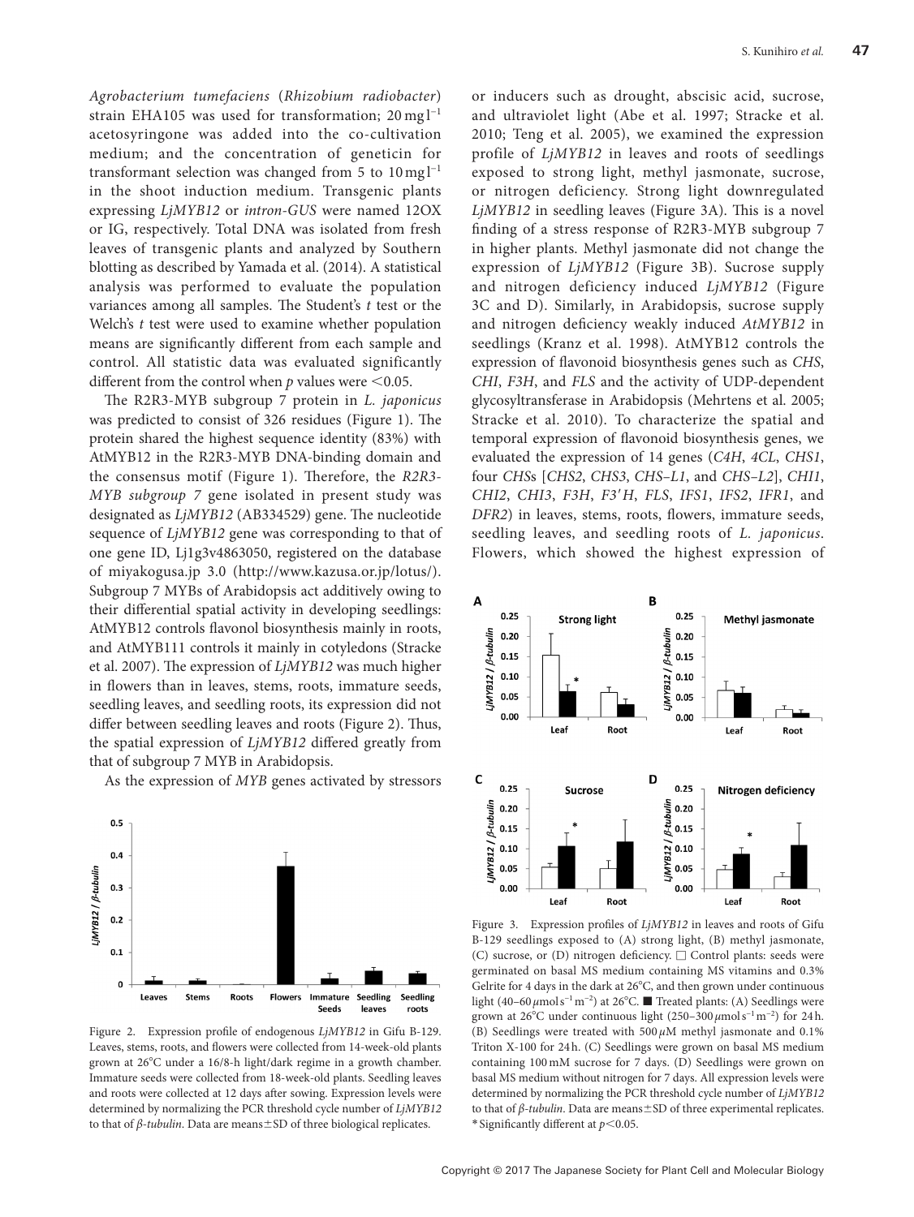*Agrobacterium tumefaciens* (*Rhizobium radiobacter*) strain EHA105 was used for transformation; 20 mg l$^{-1}$ acetosyringone was added into the co-cultivation medium; and the concentration of geneticin for transformant selection was changed from 5 to 10 mg l$^{-1}$ in the shoot induction medium. Transgenic plants expressing *LjMYB12* or *intron-GUS* were named 12OX or IG, respectively. Total DNA was isolated from fresh leaves of transgenic plants and analyzed by Southern blotting as described by Yamada et al. (2014). A statistical analysis was performed to evaluate the population variances among all samples. The Student's *t* test or the Welch's *t* test were used to examine whether population means are significantly different from each sample and control. All statistic data was evaluated significantly different from the control when *p* values were $<$0.05.

The R2R3-MYB subgroup 7 protein in *L. japonicus* was predicted to consist of 326 residues (Figure 1). The protein shared the highest sequence identity (83%) with AtMYB12 in the R2R3-MYB DNA-binding domain and the consensus motif (Figure 1). Therefore, the *R2R3-MYB subgroup 7* gene isolated in present study was designated as *LjMYB12* (AB334529) gene. The nucleotide sequence of *LjMYB12* gene was corresponding to that of one gene ID, Lj1g3v4863050, registered on the database of miyakogusa.jp 3.0 (http://www.kazusa.or.jp/lotus/). Subgroup 7 MYBs of Arabidopsis act additively owing to their differential spatial activity in developing seedlings: AtMYB12 controls flavonol biosynthesis mainly in roots, and AtMYB111 controls it mainly in cotyledons (Stracke et al. 2007). The expression of *LjMYB12* was much higher in flowers than in leaves, stems, roots, immature seeds, seedling leaves, and seedling roots, its expression did not differ between seedling leaves and roots (Figure 2). Thus, the spatial expression of *LjMYB12* differed greatly from that of subgroup 7 MYB in Arabidopsis.

As the expression of *MYB* genes activated by stressors or inducers such as drought, abscisic acid, sucrose, and ultraviolet light (Abe et al. 1997; Stracke et al. 2010; Teng et al. 2005), we examined the expression profile of *LjMYB12* in leaves and roots of seedlings exposed to strong light, methyl jasmonate, sucrose, or nitrogen deficiency. Strong light downregulated *LjMYB12* in seedling leaves (Figure 3A). This is a novel finding of a stress response of R2R3-MYB subgroup 7 in higher plants. Methyl jasmonate did not change the expression of *LjMYB12* (Figure 3B). Sucrose supply and nitrogen deficiency induced *LjMYB12* (Figure 3C and D). Similarly, in Arabidopsis, sucrose supply and nitrogen deficiency weakly induced *AtMYB12* in seedlings (Kranz et al. 1998). AtMYB12 controls the expression of flavonoid biosynthesis genes such as *CHS*, *CHI*, *F3H*, and *FLS* and the activity of UDP-dependent glycosyltransferase in Arabidopsis (Mehrtens et al. 2005; Stracke et al. 2010). To characterize the spatial and temporal expression of flavonoid biosynthesis genes, we evaluated the expression of 14 genes (*C4H*, *4CL*, *CHS1*, four *CHS*s [*CHS2*, *CHS3*, *CHS–L1*, and *CHS–L2*], *CHI1*, *CHI2*, *CHI3*, *F3H*, *F3′H*, *FLS*, *IFS1*, *IFS2*, *IFR1*, and *DFR2*) in leaves, stems, roots, flowers, immature seeds, seedling leaves, and seedling roots of *L. japonicus*. Flowers, which showed the highest expression of

*LjMYB12 / β-tubulin*
0.5
0.4
0.3
0.2
0.1
0
Leaves Stems Roots Flowers Immature Seeds Seedling leaves Seedling roots

Figure 2. Expression profile of endogenous *LjMYB12* in Gifu B-129. Leaves, stems, roots, and flowers were collected from 14-week-old plants grown at 26°C under a 16/8-h light/dark regime in a growth chamber. Immature seeds were collected from 18-week-old plants. Seedling leaves and roots were collected at 12 days after sowing. Expression levels were determined by normalizing the PCR threshold cycle number of *LjMYB12* to that of *β-tubulin*. Data are means±SD of three biological replicates.

A Strong light
B Methyl jasmonate
C Sucrose
D Nitrogen deficiency
*LjMYB12 / β-tubulin*
0.25
0.20
0.15
0.10
0.05
0.00
Leaf Root
*

Figure 3. Expression profiles of *LjMYB12* in leaves and roots of Gifu B-129 seedlings exposed to (A) strong light, (B) methyl jasmonate, (C) sucrose, or (D) nitrogen deficiency. □ Control plants: seeds were germinated on basal MS medium containing MS vitamins and 0.3% Gelrite for 4 days in the dark at 26°C, and then grown under continuous light (40–60 $\mu$mol s$^{-1}$ m$^{-2}$) at 26°C. ■ Treated plants: (A) Seedlings were grown at 26°C under continuous light (250–300 $\mu$mol s$^{-1}$ m$^{-2}$) for 24 h. (B) Seedlings were treated with 500 $\mu$M methyl jasmonate and 0.1% Triton X-100 for 24 h. (C) Seedlings were grown on basal MS medium containing 100 mM sucrose for 7 days. (D) Seedlings were grown on basal MS medium without nitrogen for 7 days. All expression levels were determined by normalizing the PCR threshold cycle number of *LjMYB12* to that of *β-tubulin*. Data are means±SD of three experimental replicates. *Significantly different at $p<0.05$.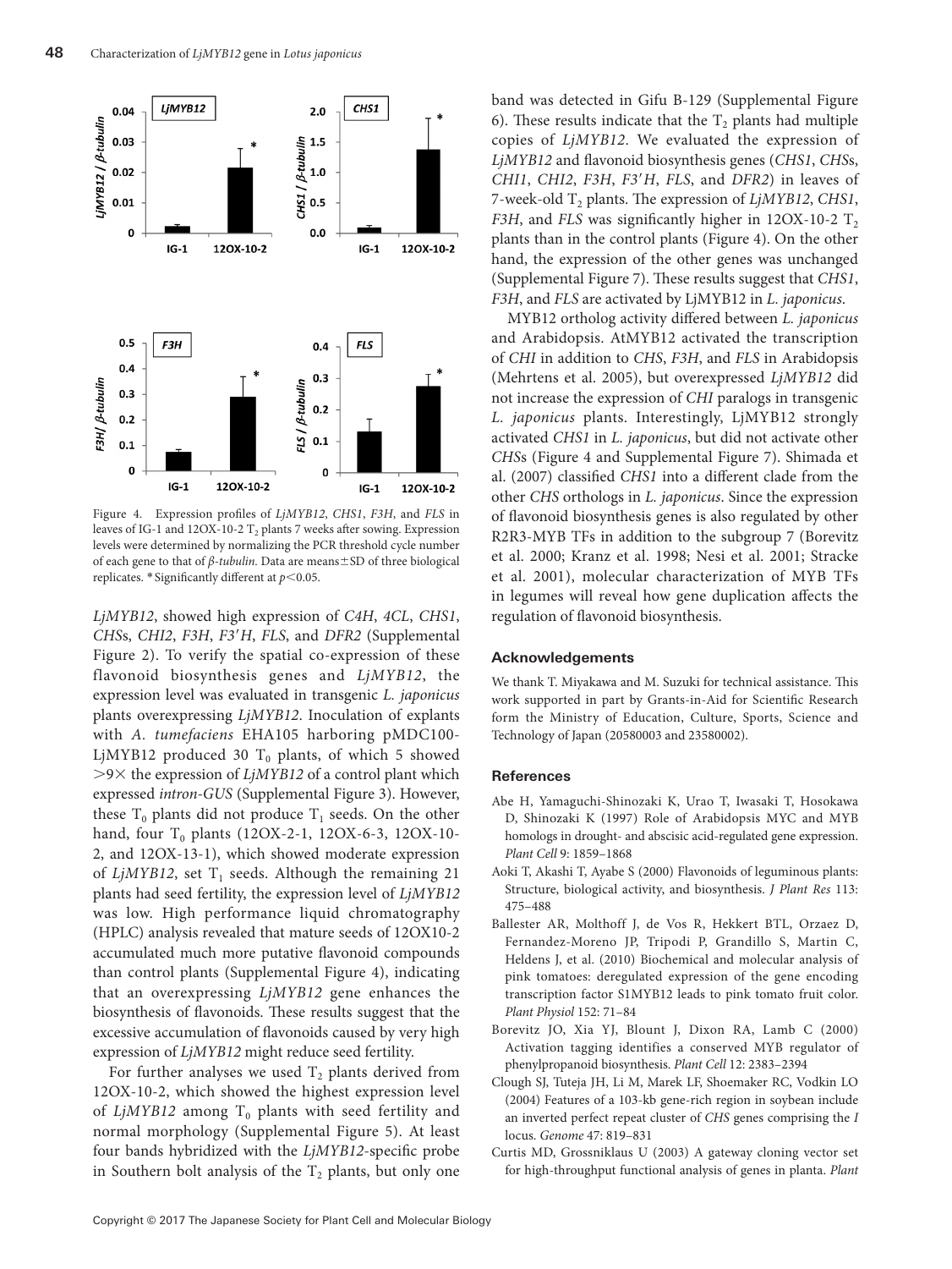LjMYB12
0.04
0.03
0.02
0.01
0
LjMYB12 / β-tubulin
*
IG-1
12OX-10-2

CHS1
2.0
1.5
1.0
0.5
0.0
CHS1 / β-tubulin
*
IG-1
12OX-10-2

F3H
0.5
0.4
0.3
0.2
0.1
0
F3H/ β-tubulin
*
IG-1
12OX-10-2

FLS
0.4
0.3
0.2
0.1
0
FLS / β-tubulin
*
IG-1
12OX-10-2

Figure 4. Expression profiles of *LjMYB12*, *CHS1*, *F3H*, and *FLS* in leaves of IG-1 and 12OX-10-2 $T_2$ plants 7 weeks after sowing. Expression levels were determined by normalizing the PCR threshold cycle number of each gene to that of *β-tubulin*. Data are means±SD of three biological replicates. *Significantly different at $p<0.05$.

*LjMYB12*, showed high expression of *C4H*, *4CL*, *CHS1*, *CHS*s, *CHI2*, *F3H*, *F3′H*, *FLS*, and *DFR2* (Supplemental Figure 2). To verify the spatial co-expression of these flavonoid biosynthesis genes and *LjMYB12*, the expression level was evaluated in transgenic *L. japonicus* plants overexpressing *LjMYB12*. Inoculation of explants with *A. tumefaciens* EHA105 harboring pMDC100-LjMYB12 produced 30 $T_0$ plants, of which 5 showed $>9\times$ the expression of *LjMYB12* of a control plant which expressed *intron-GUS* (Supplemental Figure 3). However, these $T_0$ plants did not produce $T_1$ seeds. On the other hand, four $T_0$ plants (12OX-2-1, 12OX-6-3, 12OX-10-2, and 12OX-13-1), which showed moderate expression of *LjMYB12*, set $T_1$ seeds. Although the remaining 21 plants had seed fertility, the expression level of *LjMYB12* was low. High performance liquid chromatography (HPLC) analysis revealed that mature seeds of 12OX10-2 accumulated much more putative flavonoid compounds than control plants (Supplemental Figure 4), indicating that an overexpressing *LjMYB12* gene enhances the biosynthesis of flavonoids. These results suggest that the excessive accumulation of flavonoids caused by very high expression of *LjMYB12* might reduce seed fertility.

For further analyses we used $T_2$ plants derived from 12OX-10-2, which showed the highest expression level of *LjMYB12* among $T_0$ plants with seed fertility and normal morphology (Supplemental Figure 5). At least four bands hybridized with the *LjMYB12*-specific probe in Southern bolt analysis of the $T_2$ plants, but only one band was detected in Gifu B-129 (Supplemental Figure 6). These results indicate that the $T_2$ plants had multiple copies of *LjMYB12*. We evaluated the expression of *LjMYB12* and flavonoid biosynthesis genes (*CHS1*, *CHS*s, *CHI1*, *CHI2*, *F3H*, *F3′H*, *FLS*, and *DFR2*) in leaves of 7-week-old $T_2$ plants. The expression of *LjMYB12*, *CHS1*, *F3H*, and *FLS* was significantly higher in 12OX-10-2 $T_2$ plants than in the control plants (Figure 4). On the other hand, the expression of the other genes was unchanged (Supplemental Figure 7). These results suggest that *CHS1*, *F3H*, and *FLS* are activated by LjMYB12 in *L. japonicus*.

MYB12 ortholog activity differed between *L. japonicus* and Arabidopsis. AtMYB12 activated the transcription of *CHI* in addition to *CHS*, *F3H*, and *FLS* in Arabidopsis (Mehrtens et al. 2005), but overexpressed *LjMYB12* did not increase the expression of *CHI* paralogs in transgenic *L. japonicus* plants. Interestingly, LjMYB12 strongly activated *CHS1* in *L. japonicus*, but did not activate other *CHS*s (Figure 4 and Supplemental Figure 7). Shimada et al. (2007) classified *CHS1* into a different clade from the other *CHS* orthologs in *L. japonicus*. Since the expression of flavonoid biosynthesis genes is also regulated by other R2R3-MYB TFs in addition to the subgroup 7 (Borevitz et al. 2000; Kranz et al. 1998; Nesi et al. 2001; Stracke et al. 2001), molecular characterization of MYB TFs in legumes will reveal how gene duplication affects the regulation of flavonoid biosynthesis.

## Acknowledgements

We thank T. Miyakawa and M. Suzuki for technical assistance. This work supported in part by Grants-in-Aid for Scientific Research form the Ministry of Education, Culture, Sports, Science and Technology of Japan (20580003 and 23580002).

## References

- Abe H, Yamaguchi-Shinozaki K, Urao T, Iwasaki T, Hosokawa D, Shinozaki K (1997) Role of Arabidopsis MYC and MYB homologs in drought- and abscisic acid-regulated gene expression. *Plant Cell* 9: 1859–1868
- Aoki T, Akashi T, Ayabe S (2000) Flavonoids of leguminous plants: Structure, biological activity, and biosynthesis. *J Plant Res* 113: 475–488
- Ballester AR, Molthoff J, de Vos R, Hekkert BTL, Orzaez D, Fernandez-Moreno JP, Tripodi P, Grandillo S, Martin C, Heldens J, et al. (2010) Biochemical and molecular analysis of pink tomatoes: deregulated expression of the gene encoding transcription factor SlMYB12 leads to pink tomato fruit color. *Plant Physiol* 152: 71–84
- Borevitz JO, Xia YJ, Blount J, Dixon RA, Lamb C (2000) Activation tagging identifies a conserved MYB regulator of phenylpropanoid biosynthesis. *Plant Cell* 12: 2383–2394
- Clough SJ, Tuteja JH, Li M, Marek LF, Shoemaker RC, Vodkin LO (2004) Features of a 103-kb gene-rich region in soybean include an inverted perfect repeat cluster of *CHS* genes comprising the *I* locus. *Genome* 47: 819–831
- Curtis MD, Grossniklaus U (2003) A gateway cloning vector set for high-throughput functional analysis of genes in planta. *Plant*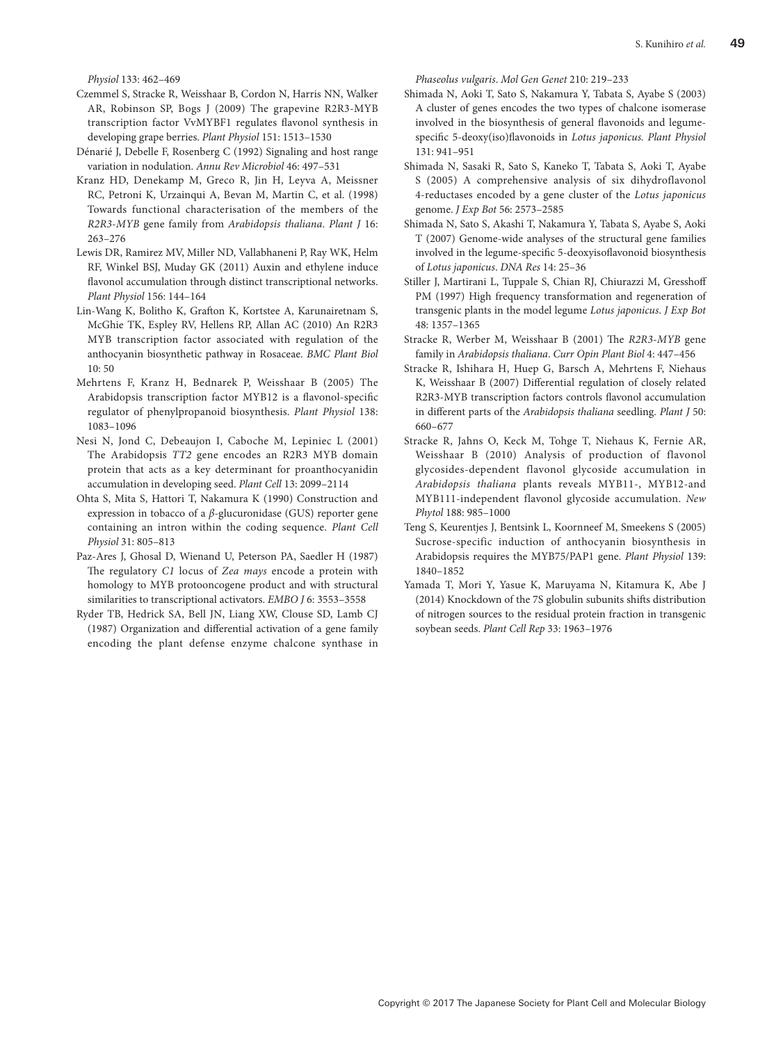*Physiol* 133: 462–469

Czemmel S, Stracke R, Weisshaar B, Cordon N, Harris NN, Walker AR, Robinson SP, Bogs J (2009) The grapevine R2R3-MYB transcription factor VvMYBF1 regulates flavonol synthesis in developing grape berries. *Plant Physiol* 151: 1513–1530

Dénarié J, Debelle F, Rosenberg C (1992) Signaling and host range variation in nodulation. *Annu Rev Microbiol* 46: 497–531

Kranz HD, Denekamp M, Greco R, Jin H, Leyva A, Meissner RC, Petroni K, Urzainqui A, Bevan M, Martin C, et al. (1998) Towards functional characterisation of the members of the *R2R3-MYB* gene family from *Arabidopsis thaliana*. *Plant J* 16: 263–276

Lewis DR, Ramirez MV, Miller ND, Vallabhaneni P, Ray WK, Helm RF, Winkel BSJ, Muday GK (2011) Auxin and ethylene induce flavonol accumulation through distinct transcriptional networks. *Plant Physiol* 156: 144–164

Lin-Wang K, Bolitho K, Grafton K, Kortstee A, Karunairetnam S, McGhie TK, Espley RV, Hellens RP, Allan AC (2010) An R2R3 MYB transcription factor associated with regulation of the anthocyanin biosynthetic pathway in Rosaceae. *BMC Plant Biol* 10: 50

Mehrtens F, Kranz H, Bednarek P, Weisshaar B (2005) The Arabidopsis transcription factor MYB12 is a flavonol-specific regulator of phenylpropanoid biosynthesis. *Plant Physiol* 138: 1083–1096

Nesi N, Jond C, Debeaujon I, Caboche M, Lepiniec L (2001) The Arabidopsis *TT2* gene encodes an R2R3 MYB domain protein that acts as a key determinant for proanthocyanidin accumulation in developing seed. *Plant Cell* 13: 2099–2114

Ohta S, Mita S, Hattori T, Nakamura K (1990) Construction and expression in tobacco of a *β*-glucuronidase (GUS) reporter gene containing an intron within the coding sequence. *Plant Cell Physiol* 31: 805–813

Paz-Ares J, Ghosal D, Wienand U, Peterson PA, Saedler H (1987) The regulatory *C1* locus of *Zea mays* encode a protein with homology to MYB protooncogene product and with structural similarities to transcriptional activators. *EMBO J* 6: 3553–3558

Ryder TB, Hedrick SA, Bell JN, Liang XW, Clouse SD, Lamb CJ (1987) Organization and differential activation of a gene family encoding the plant defense enzyme chalcone synthase in *Phaseolus vulgaris*. *Mol Gen Genet* 210: 219–233

Shimada N, Aoki T, Sato S, Nakamura Y, Tabata S, Ayabe S (2003) A cluster of genes encodes the two types of chalcone isomerase involved in the biosynthesis of general flavonoids and legume-specific 5-deoxy(iso)flavonoids in *Lotus japonicus*. *Plant Physiol* 131: 941–951

Shimada N, Sasaki R, Sato S, Kaneko T, Tabata S, Aoki T, Ayabe S (2005) A comprehensive analysis of six dihydroflavonol 4-reductases encoded by a gene cluster of the *Lotus japonicus* genome. *J Exp Bot* 56: 2573–2585

Shimada N, Sato S, Akashi T, Nakamura Y, Tabata S, Ayabe S, Aoki T (2007) Genome-wide analyses of the structural gene families involved in the legume-specific 5-deoxyisoflavonoid biosynthesis of *Lotus japonicus*. *DNA Res* 14: 25–36

Stiller J, Martirani L, Tuppale S, Chian RJ, Chiurazzi M, Gresshoff PM (1997) High frequency transformation and regeneration of transgenic plants in the model legume *Lotus japonicus*. *J Exp Bot* 48: 1357–1365

Stracke R, Werber M, Weisshaar B (2001) The *R2R3-MYB* gene family in *Arabidopsis thaliana*. *Curr Opin Plant Biol* 4: 447–456

Stracke R, Ishihara H, Huep G, Barsch A, Mehrtens F, Niehaus K, Weisshaar B (2007) Differential regulation of closely related R2R3-MYB transcription factors controls flavonol accumulation in different parts of the *Arabidopsis thaliana* seedling. *Plant J* 50: 660–677

Stracke R, Jahns O, Keck M, Tohge T, Niehaus K, Fernie AR, Weisshaar B (2010) Analysis of production of flavonol glycosides-dependent flavonol glycoside accumulation in *Arabidopsis thaliana* plants reveals MYB11-, MYB12-and MYB111-independent flavonol glycoside accumulation. *New Phytol* 188: 985–1000

Teng S, Keurentjes J, Bentsink L, Koornneef M, Smeekens S (2005) Sucrose-specific induction of anthocyanin biosynthesis in Arabidopsis requires the MYB75/PAP1 gene. *Plant Physiol* 139: 1840–1852

Yamada T, Mori Y, Yasue K, Maruyama N, Kitamura K, Abe J (2014) Knockdown of the 7S globulin subunits shifts distribution of nitrogen sources to the residual protein fraction in transgenic soybean seeds. *Plant Cell Rep* 33: 1963–1976